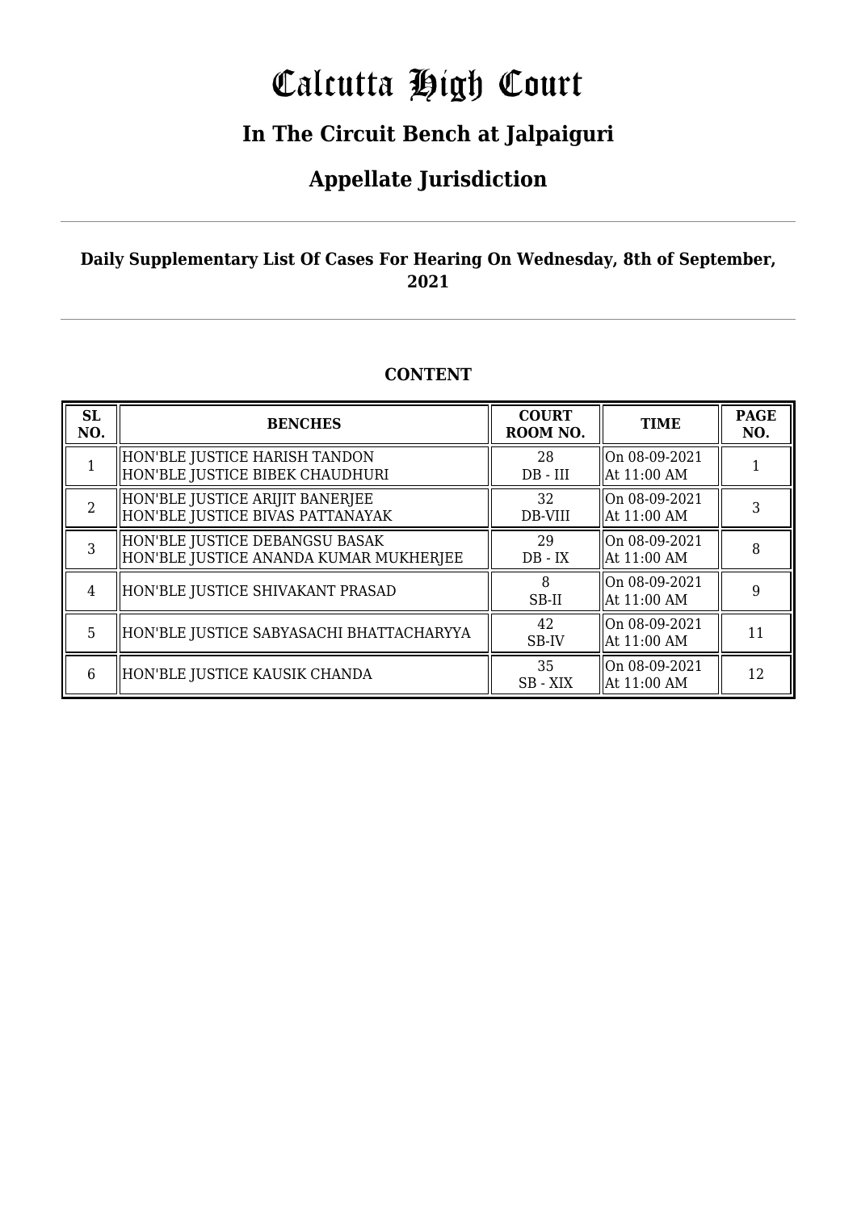# Calcutta High Court

## In The Circuit Bench at Jalpaiguri

## Appellate Jurisdiction

**Daily Supplementary List Of Cases For Hearing On Wednesday, 8th of September, 2021**

### CONTENT

| SL NO. | BENCHES | COURT ROOM NO. | TIME | PAGE NO. |
|---|---|---|---|---|
| 1 | HON'BLE JUSTICE HARISH TANDON<br>HON'BLE JUSTICE BIBEK CHAUDHURI | 28<br>DB - III | On 08-09-2021<br>At 11:00 AM | 1 |
| 2 | HON'BLE JUSTICE ARIJIT BANERJEE<br>HON'BLE JUSTICE BIVAS PATTANAYAK | 32<br>DB-VIII | On 08-09-2021<br>At 11:00 AM | 3 |
| 3 | HON'BLE JUSTICE DEBANGSU BASAK<br>HON'BLE JUSTICE ANANDA KUMAR MUKHERJEE | 29<br>DB - IX | On 08-09-2021<br>At 11:00 AM | 8 |
| 4 | HON'BLE JUSTICE SHIVAKANT PRASAD | 8<br>SB-II | On 08-09-2021<br>At 11:00 AM | 9 |
| 5 | HON'BLE JUSTICE SABYASACHI BHATTACHARYYA | 42<br>SB-IV | On 08-09-2021<br>At 11:00 AM | 11 |
| 6 | HON'BLE JUSTICE KAUSIK CHANDA | 35<br>SB - XIX | On 08-09-2021<br>At 11:00 AM | 12 |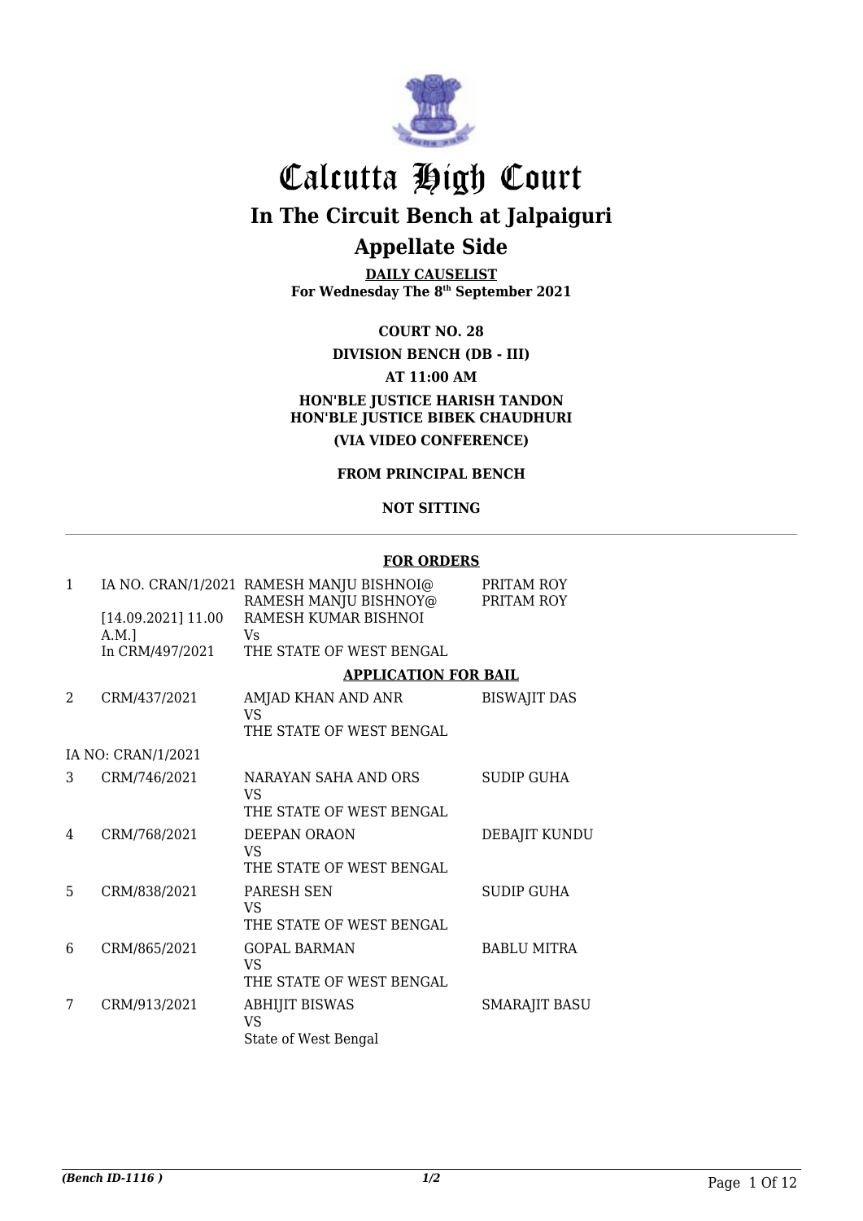# Calcutta High Court

## In The Circuit Bench at Jalpaiguri

## Appellate Side

**DAILY CAUSELIST**
**For Wednesday The 8th September 2021**

**COURT NO. 28**

**DIVISION BENCH (DB - III)**

**AT 11:00 AM**

**HON'BLE JUSTICE HARISH TANDON**
**HON'BLE JUSTICE BIBEK CHAUDHURI**

**(VIA VIDEO CONFERENCE)**

**FROM PRINCIPAL BENCH**

**NOT SITTING**

**FOR ORDERS**

| | | | |
|---|---|---|---|
| 1 | IA NO. CRAN/1/2021<br>[14.09.2021] 11.00 A.M.]<br>In CRM/497/2021 | RAMESH MANJU BISHNOI@ RAMESH MANJU BISHNOY@ RAMESH KUMAR BISHNOI<br>Vs<br>THE STATE OF WEST BENGAL | PRITAM ROY<br>PRITAM ROY |

**APPLICATION FOR BAIL**

| | | | |
|---|---|---|---|
| 2 | CRM/437/2021 | AMJAD KHAN AND ANR<br>VS<br>THE STATE OF WEST BENGAL | BISWAJIT DAS |
| | IA NO: CRAN/1/2021 | | |
| 3 | CRM/746/2021 | NARAYAN SAHA AND ORS<br>VS<br>THE STATE OF WEST BENGAL | SUDIP GUHA |
| 4 | CRM/768/2021 | DEEPAN ORAON<br>VS<br>THE STATE OF WEST BENGAL | DEBAJIT KUNDU |
| 5 | CRM/838/2021 | PARESH SEN<br>VS<br>THE STATE OF WEST BENGAL | SUDIP GUHA |
| 6 | CRM/865/2021 | GOPAL BARMAN<br>VS<br>THE STATE OF WEST BENGAL | BABLU MITRA |
| 7 | CRM/913/2021 | ABHIJIT BISWAS<br>VS<br>State of West Bengal | SMARAJIT BASU |

*(Bench ID-1116 )* 1/2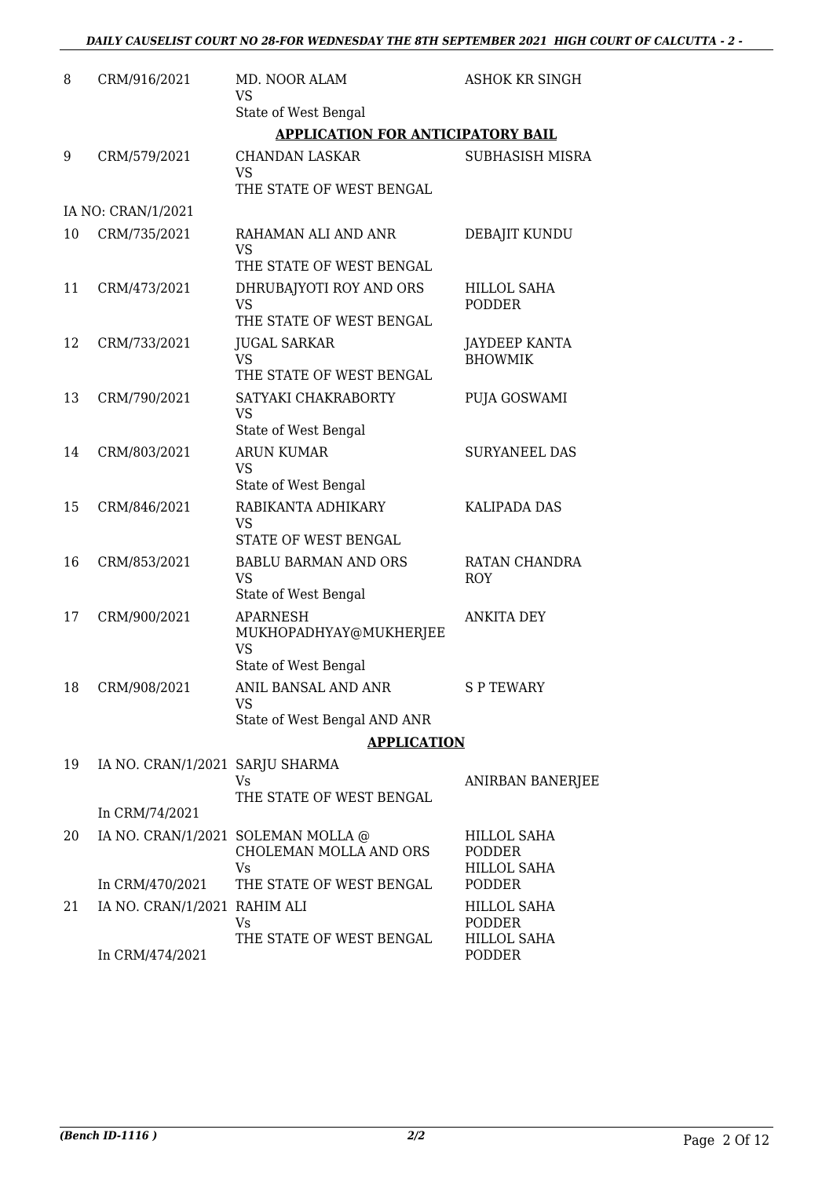| | | | |
|---|---|---|---|
| 8 | CRM/916/2021 | MD. NOOR ALAM<br>VS<br>State of West Bengal | ASHOK KR SINGH |

**APPLICATION FOR ANTICIPATORY BAIL**

| | | | |
|---|---|---|---|
| 9 | CRM/579/2021 | CHANDAN LASKAR<br>VS<br>THE STATE OF WEST BENGAL | SUBHASISH MISRA |
| | IA NO: CRAN/1/2021 | | |
| 10 | CRM/735/2021 | RAHAMAN ALI AND ANR<br>VS<br>THE STATE OF WEST BENGAL | DEBAJIT KUNDU |
| 11 | CRM/473/2021 | DHRUBAJYOTI ROY AND ORS<br>VS<br>THE STATE OF WEST BENGAL | HILLOL SAHA PODDER |
| 12 | CRM/733/2021 | JUGAL SARKAR<br>VS<br>THE STATE OF WEST BENGAL | JAYDEEP KANTA BHOWMIK |
| 13 | CRM/790/2021 | SATYAKI CHAKRABORTY<br>VS<br>State of West Bengal | PUJA GOSWAMI |
| 14 | CRM/803/2021 | ARUN KUMAR<br>VS<br>State of West Bengal | SURYANEEL DAS |
| 15 | CRM/846/2021 | RABIKANTA ADHIKARY<br>VS<br>STATE OF WEST BENGAL | KALIPADA DAS |
| 16 | CRM/853/2021 | BABLU BARMAN AND ORS<br>VS<br>State of West Bengal | RATAN CHANDRA ROY |
| 17 | CRM/900/2021 | APARNESH MUKHOPADHYAY@MUKHERJEE<br>VS<br>State of West Bengal | ANKITA DEY |
| 18 | CRM/908/2021 | ANIL BANSAL AND ANR<br>VS<br>State of West Bengal AND ANR | S P TEWARY |

**APPLICATION**

| | | | |
|---|---|---|---|
| 19 | IA NO. CRAN/1/2021<br>In CRM/74/2021 | SARJU SHARMA<br>Vs<br>THE STATE OF WEST BENGAL | ANIRBAN BANERJEE |
| 20 | IA NO. CRAN/1/2021<br>In CRM/470/2021 | SOLEMAN MOLLA @ CHOLEMAN MOLLA AND ORS<br>Vs<br>THE STATE OF WEST BENGAL | HILLOL SAHA PODDER<br>HILLOL SAHA PODDER |
| 21 | IA NO. CRAN/1/2021<br>In CRM/474/2021 | RAHIM ALI<br>Vs<br>THE STATE OF WEST BENGAL | HILLOL SAHA PODDER<br>HILLOL SAHA PODDER |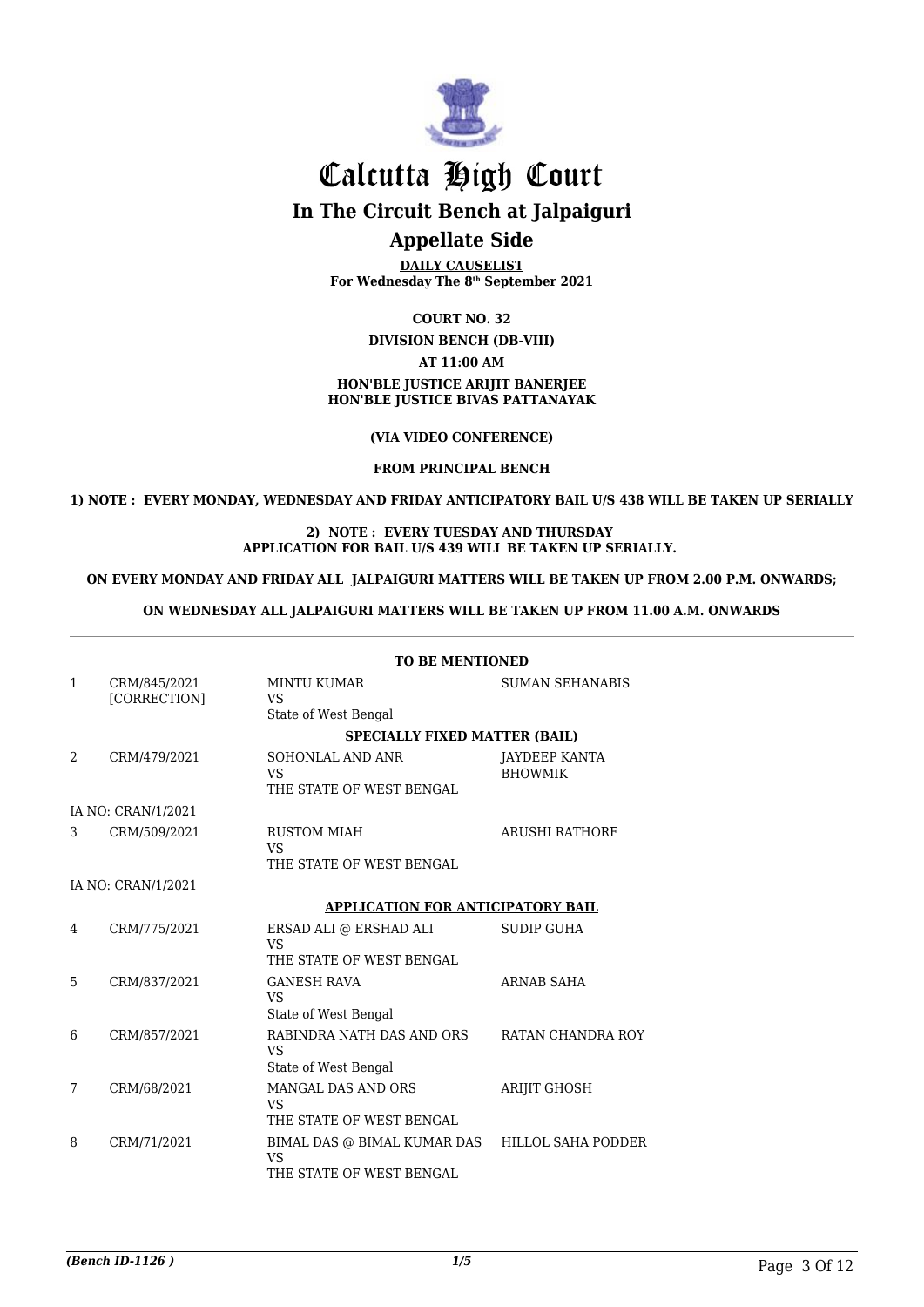# Calcutta High Court

## In The Circuit Bench at Jalpaiguri

## Appellate Side

**DAILY CAUSELIST**
**For Wednesday The 8th September 2021**

**COURT NO. 32**

**DIVISION BENCH (DB-VIII)**

**AT 11:00 AM**

**HON'BLE JUSTICE ARIJIT BANERJEE**
**HON'BLE JUSTICE BIVAS PATTANAYAK**

**(VIA VIDEO CONFERENCE)**

**FROM PRINCIPAL BENCH**

**1) NOTE : EVERY MONDAY, WEDNESDAY AND FRIDAY ANTICIPATORY BAIL U/S 438 WILL BE TAKEN UP SERIALLY**

**2) NOTE : EVERY TUESDAY AND THURSDAY APPLICATION FOR BAIL U/S 439 WILL BE TAKEN UP SERIALLY.**

**ON EVERY MONDAY AND FRIDAY ALL JALPAIGURI MATTERS WILL BE TAKEN UP FROM 2.00 P.M. ONWARDS;**

**ON WEDNESDAY ALL JALPAIGURI MATTERS WILL BE TAKEN UP FROM 11.00 A.M. ONWARDS**

**TO BE MENTIONED**

| | | | |
|---|---|---|---|
| 1 | CRM/845/2021 [CORRECTION] | MINTU KUMAR VS State of West Bengal | SUMAN SEHANABIS |

**SPECIALLY FIXED MATTER (BAIL)**

| | | | |
|---|---|---|---|
| 2 | CRM/479/2021 | SOHONLAL AND ANR VS THE STATE OF WEST BENGAL | JAYDEEP KANTA BHOWMIK |
| | IA NO: CRAN/1/2021 | | |
| 3 | CRM/509/2021 | RUSTOM MIAH VS THE STATE OF WEST BENGAL | ARUSHI RATHORE |
| | IA NO: CRAN/1/2021 | | |

**APPLICATION FOR ANTICIPATORY BAIL**

| | | | |
|---|---|---|---|
| 4 | CRM/775/2021 | ERSAD ALI @ ERSHAD ALI VS THE STATE OF WEST BENGAL | SUDIP GUHA |
| 5 | CRM/837/2021 | GANESH RAVA VS State of West Bengal | ARNAB SAHA |
| 6 | CRM/857/2021 | RABINDRA NATH DAS AND ORS VS State of West Bengal | RATAN CHANDRA ROY |
| 7 | CRM/68/2021 | MANGAL DAS AND ORS VS THE STATE OF WEST BENGAL | ARIJIT GHOSH |
| 8 | CRM/71/2021 | BIMAL DAS @ BIMAL KUMAR DAS VS THE STATE OF WEST BENGAL | HILLOL SAHA PODDER |

*(Bench ID-1126 )*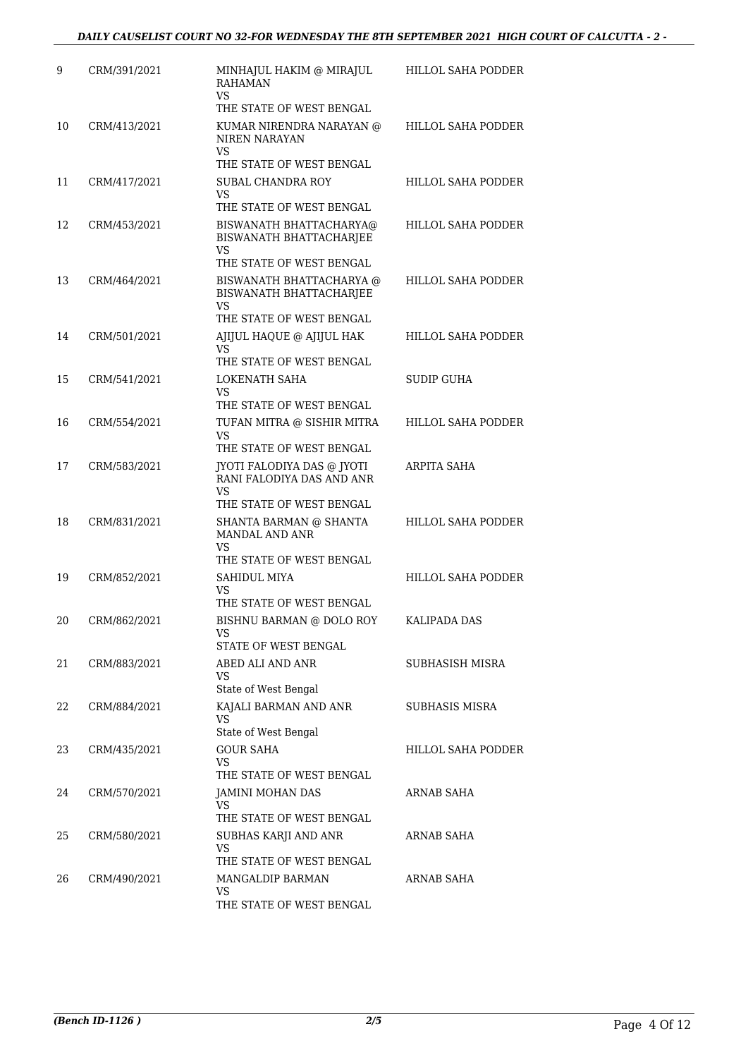| 9 | CRM/391/2021 | MINHAJUL HAKIM @ MIRAJUL RAHAMAN<br>VS<br>THE STATE OF WEST BENGAL | HILLOL SAHA PODDER |
|---|---|---|---|
| 10 | CRM/413/2021 | KUMAR NIRENDRA NARAYAN @ NIREN NARAYAN<br>VS<br>THE STATE OF WEST BENGAL | HILLOL SAHA PODDER |
| 11 | CRM/417/2021 | SUBAL CHANDRA ROY<br>VS<br>THE STATE OF WEST BENGAL | HILLOL SAHA PODDER |
| 12 | CRM/453/2021 | BISWANATH BHATTACHARYA@ BISWANATH BHATTACHARJEE<br>VS<br>THE STATE OF WEST BENGAL | HILLOL SAHA PODDER |
| 13 | CRM/464/2021 | BISWANATH BHATTACHARYA @ BISWANATH BHATTACHARJEE<br>VS<br>THE STATE OF WEST BENGAL | HILLOL SAHA PODDER |
| 14 | CRM/501/2021 | AJIJUL HAQUE @ AJIJUL HAK<br>VS<br>THE STATE OF WEST BENGAL | HILLOL SAHA PODDER |
| 15 | CRM/541/2021 | LOKENATH SAHA<br>VS<br>THE STATE OF WEST BENGAL | SUDIP GUHA |
| 16 | CRM/554/2021 | TUFAN MITRA @ SISHIR MITRA<br>VS<br>THE STATE OF WEST BENGAL | HILLOL SAHA PODDER |
| 17 | CRM/583/2021 | JYOTI FALODIYA DAS @ JYOTI RANI FALODIYA DAS AND ANR<br>VS<br>THE STATE OF WEST BENGAL | ARPITA SAHA |
| 18 | CRM/831/2021 | SHANTA BARMAN @ SHANTA MANDAL AND ANR<br>VS<br>THE STATE OF WEST BENGAL | HILLOL SAHA PODDER |
| 19 | CRM/852/2021 | SAHIDUL MIYA<br>VS<br>THE STATE OF WEST BENGAL | HILLOL SAHA PODDER |
| 20 | CRM/862/2021 | BISHNU BARMAN @ DOLO ROY<br>VS<br>STATE OF WEST BENGAL | KALIPADA DAS |
| 21 | CRM/883/2021 | ABED ALI AND ANR<br>VS<br>State of West Bengal | SUBHASISH MISRA |
| 22 | CRM/884/2021 | KAJALI BARMAN AND ANR<br>VS<br>State of West Bengal | SUBHASIS MISRA |
| 23 | CRM/435/2021 | GOUR SAHA<br>VS<br>THE STATE OF WEST BENGAL | HILLOL SAHA PODDER |
| 24 | CRM/570/2021 | JAMINI MOHAN DAS<br>VS<br>THE STATE OF WEST BENGAL | ARNAB SAHA |
| 25 | CRM/580/2021 | SUBHAS KARJI AND ANR<br>VS<br>THE STATE OF WEST BENGAL | ARNAB SAHA |
| 26 | CRM/490/2021 | MANGALDIP BARMAN<br>VS<br>THE STATE OF WEST BENGAL | ARNAB SAHA |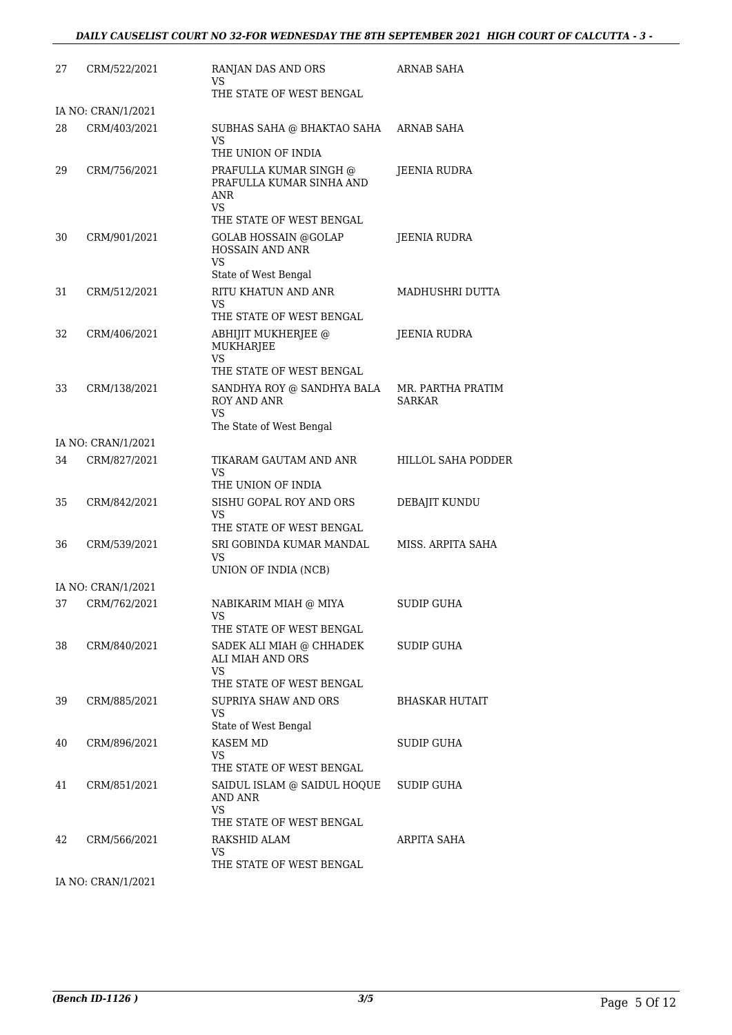| | | | |
|---|---|---|---|
| 27 | CRM/522/2021 | RANJAN DAS AND ORS<br>VS<br>THE STATE OF WEST BENGAL | ARNAB SAHA |
| | IA NO: CRAN/1/2021 | | |
| 28 | CRM/403/2021 | SUBHAS SAHA @ BHAKTAO SAHA<br>VS<br>THE UNION OF INDIA | ARNAB SAHA |
| 29 | CRM/756/2021 | PRAFULLA KUMAR SINGH @<br>PRAFULLA KUMAR SINHA AND<br>ANR<br>VS<br>THE STATE OF WEST BENGAL | JEENIA RUDRA |
| 30 | CRM/901/2021 | GOLAB HOSSAIN @GOLAP<br>HOSSAIN AND ANR<br>VS<br>State of West Bengal | JEENIA RUDRA |
| 31 | CRM/512/2021 | RITU KHATUN AND ANR<br>VS<br>THE STATE OF WEST BENGAL | MADHUSHRI DUTTA |
| 32 | CRM/406/2021 | ABHIJIT MUKHERJEE @<br>MUKHARJEE<br>VS<br>THE STATE OF WEST BENGAL | JEENIA RUDRA |
| 33 | CRM/138/2021 | SANDHYA ROY @ SANDHYA BALA<br>ROY AND ANR<br>VS<br>The State of West Bengal | MR. PARTHA PRATIM<br>SARKAR |
| | IA NO: CRAN/1/2021 | | |
| 34 | CRM/827/2021 | TIKARAM GAUTAM AND ANR<br>VS<br>THE UNION OF INDIA | HILLOL SAHA PODDER |
| 35 | CRM/842/2021 | SISHU GOPAL ROY AND ORS<br>VS<br>THE STATE OF WEST BENGAL | DEBAJIT KUNDU |
| 36 | CRM/539/2021 | SRI GOBINDA KUMAR MANDAL<br>VS<br>UNION OF INDIA (NCB) | MISS. ARPITA SAHA |
| | IA NO: CRAN/1/2021 | | |
| 37 | CRM/762/2021 | NABIKARIM MIAH @ MIYA<br>VS<br>THE STATE OF WEST BENGAL | SUDIP GUHA |
| 38 | CRM/840/2021 | SADEK ALI MIAH @ CHHADEK<br>ALI MIAH AND ORS<br>VS<br>THE STATE OF WEST BENGAL | SUDIP GUHA |
| 39 | CRM/885/2021 | SUPRIYA SHAW AND ORS<br>VS<br>State of West Bengal | BHASKAR HUTAIT |
| 40 | CRM/896/2021 | KASEM MD<br>VS<br>THE STATE OF WEST BENGAL | SUDIP GUHA |
| 41 | CRM/851/2021 | SAIDUL ISLAM @ SAIDUL HOQUE<br>AND ANR<br>VS<br>THE STATE OF WEST BENGAL | SUDIP GUHA |
| 42 | CRM/566/2021 | RAKSHID ALAM<br>VS<br>THE STATE OF WEST BENGAL | ARPITA SAHA |
| | IA NO: CRAN/1/2021 | | |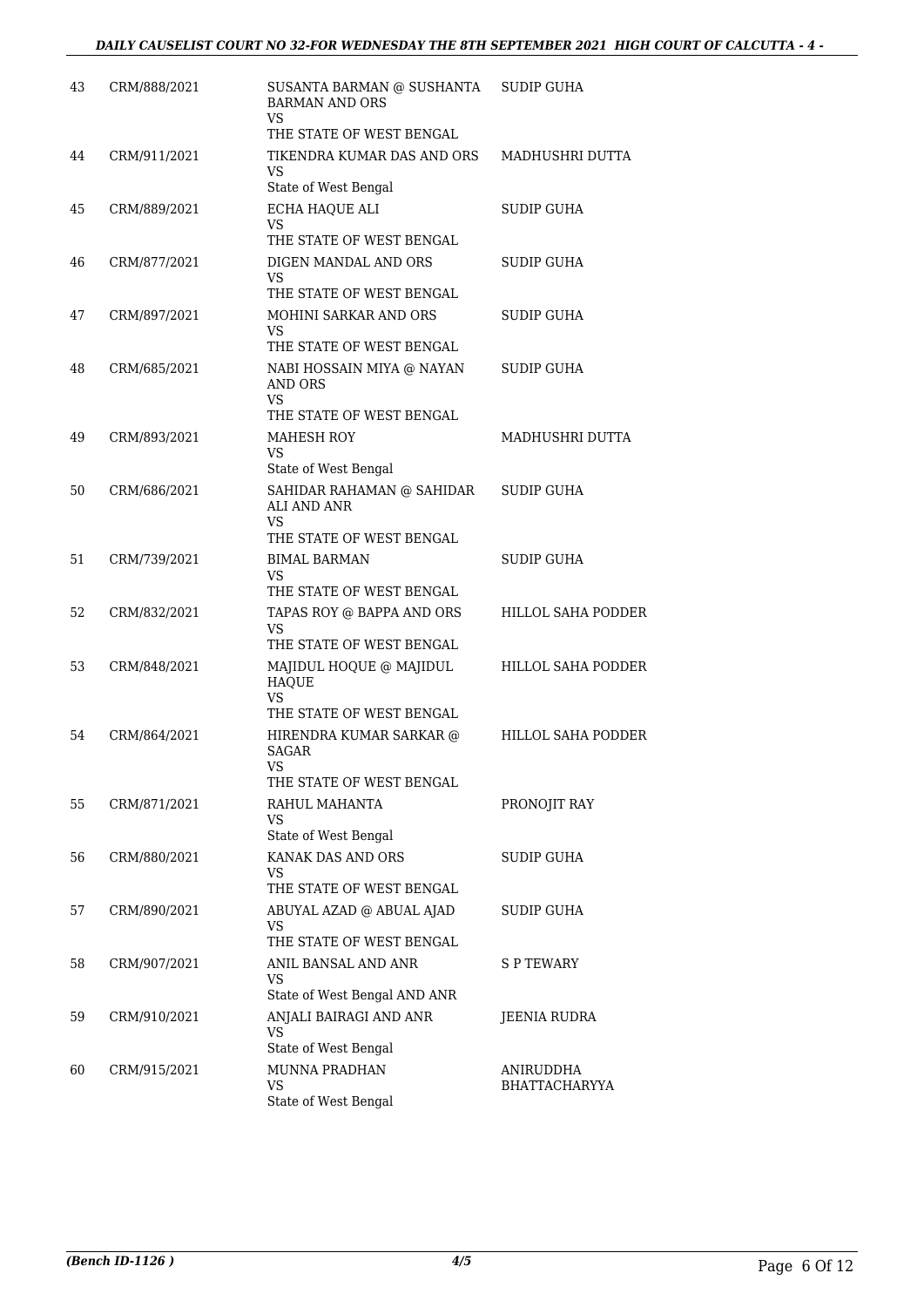| | | | |
|---|---|---|---|
| 43 | CRM/888/2021 | SUSANTA BARMAN @ SUSHANTA BARMAN AND ORS<br>VS<br>THE STATE OF WEST BENGAL | SUDIP GUHA |
| 44 | CRM/911/2021 | TIKENDRA KUMAR DAS AND ORS<br>VS<br>State of West Bengal | MADHUSHRI DUTTA |
| 45 | CRM/889/2021 | ECHA HAQUE ALI<br>VS<br>THE STATE OF WEST BENGAL | SUDIP GUHA |
| 46 | CRM/877/2021 | DIGEN MANDAL AND ORS<br>VS<br>THE STATE OF WEST BENGAL | SUDIP GUHA |
| 47 | CRM/897/2021 | MOHINI SARKAR AND ORS<br>VS<br>THE STATE OF WEST BENGAL | SUDIP GUHA |
| 48 | CRM/685/2021 | NABI HOSSAIN MIYA @ NAYAN AND ORS<br>VS<br>THE STATE OF WEST BENGAL | SUDIP GUHA |
| 49 | CRM/893/2021 | MAHESH ROY<br>VS<br>State of West Bengal | MADHUSHRI DUTTA |
| 50 | CRM/686/2021 | SAHIDAR RAHAMAN @ SAHIDAR ALI AND ANR<br>VS<br>THE STATE OF WEST BENGAL | SUDIP GUHA |
| 51 | CRM/739/2021 | BIMAL BARMAN<br>VS<br>THE STATE OF WEST BENGAL | SUDIP GUHA |
| 52 | CRM/832/2021 | TAPAS ROY @ BAPPA AND ORS<br>VS<br>THE STATE OF WEST BENGAL | HILLOL SAHA PODDER |
| 53 | CRM/848/2021 | MAJIDUL HOQUE @ MAJIDUL HAQUE<br>VS<br>THE STATE OF WEST BENGAL | HILLOL SAHA PODDER |
| 54 | CRM/864/2021 | HIRENDRA KUMAR SARKAR @ SAGAR<br>VS<br>THE STATE OF WEST BENGAL | HILLOL SAHA PODDER |
| 55 | CRM/871/2021 | RAHUL MAHANTA<br>VS<br>State of West Bengal | PRONOJIT RAY |
| 56 | CRM/880/2021 | KANAK DAS AND ORS<br>VS<br>THE STATE OF WEST BENGAL | SUDIP GUHA |
| 57 | CRM/890/2021 | ABUYAL AZAD @ ABUAL AJAD<br>VS<br>THE STATE OF WEST BENGAL | SUDIP GUHA |
| 58 | CRM/907/2021 | ANIL BANSAL AND ANR<br>VS<br>State of West Bengal AND ANR | S P TEWARY |
| 59 | CRM/910/2021 | ANJALI BAIRAGI AND ANR<br>VS<br>State of West Bengal | JEENIA RUDRA |
| 60 | CRM/915/2021 | MUNNA PRADHAN<br>VS<br>State of West Bengal | ANIRUDDHA BHATTACHARYYA |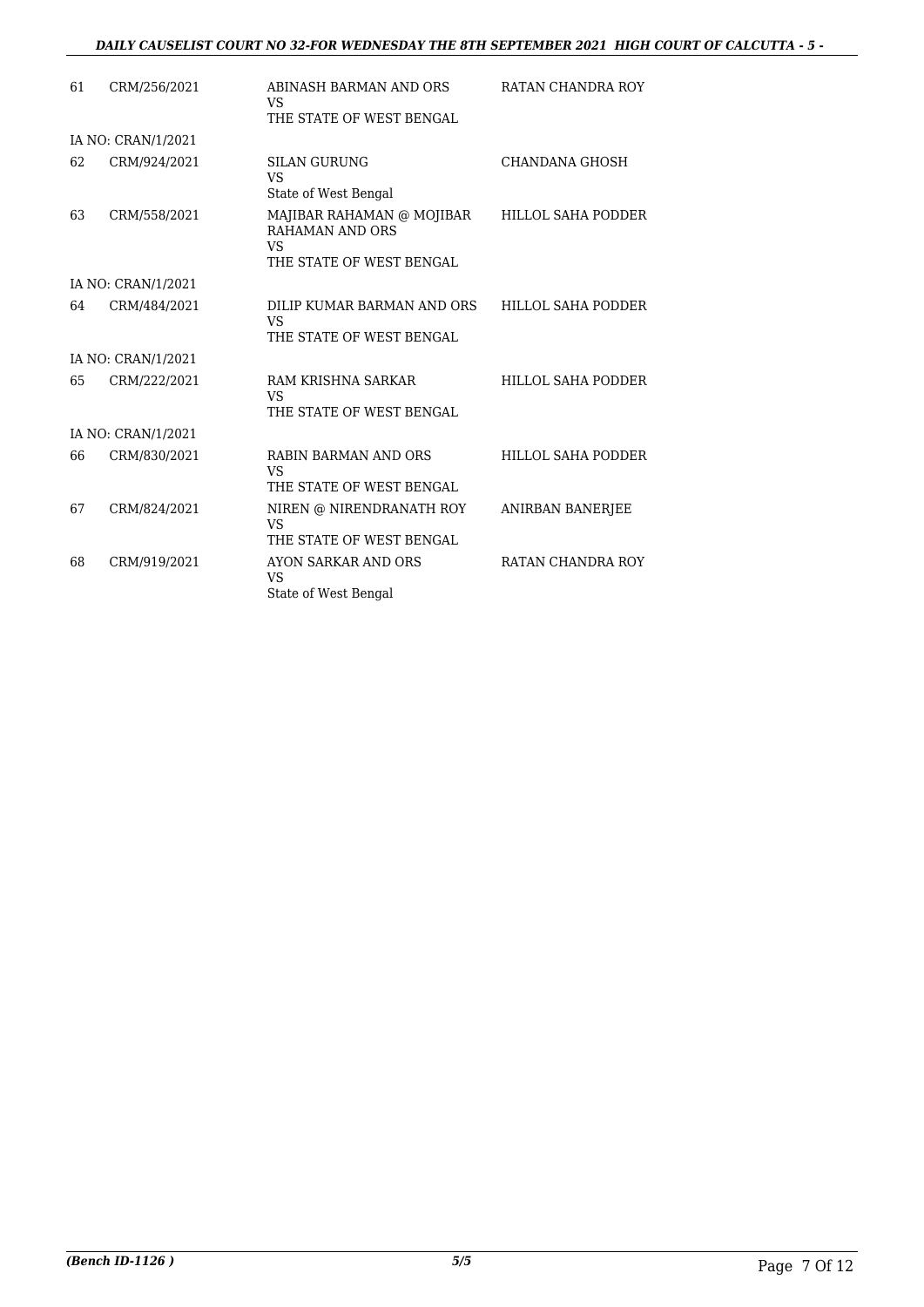| | | | |
|---|---|---|---|
| 61 | CRM/256/2021 | ABINASH BARMAN AND ORS<br>VS<br>THE STATE OF WEST BENGAL | RATAN CHANDRA ROY |
| IA NO: CRAN/1/2021 | | | |
| 62 | CRM/924/2021 | SILAN GURUNG<br>VS<br>State of West Bengal | CHANDANA GHOSH |
| 63 | CRM/558/2021 | MAJIBAR RAHAMAN @ MOJIBAR RAHAMAN AND ORS<br>VS<br>THE STATE OF WEST BENGAL | HILLOL SAHA PODDER |
| IA NO: CRAN/1/2021 | | | |
| 64 | CRM/484/2021 | DILIP KUMAR BARMAN AND ORS<br>VS<br>THE STATE OF WEST BENGAL | HILLOL SAHA PODDER |
| IA NO: CRAN/1/2021 | | | |
| 65 | CRM/222/2021 | RAM KRISHNA SARKAR<br>VS<br>THE STATE OF WEST BENGAL | HILLOL SAHA PODDER |
| IA NO: CRAN/1/2021 | | | |
| 66 | CRM/830/2021 | RABIN BARMAN AND ORS<br>VS<br>THE STATE OF WEST BENGAL | HILLOL SAHA PODDER |
| 67 | CRM/824/2021 | NIREN @ NIRENDRANATH ROY<br>VS<br>THE STATE OF WEST BENGAL | ANIRBAN BANERJEE |
| 68 | CRM/919/2021 | AYON SARKAR AND ORS<br>VS<br>State of West Bengal | RATAN CHANDRA ROY |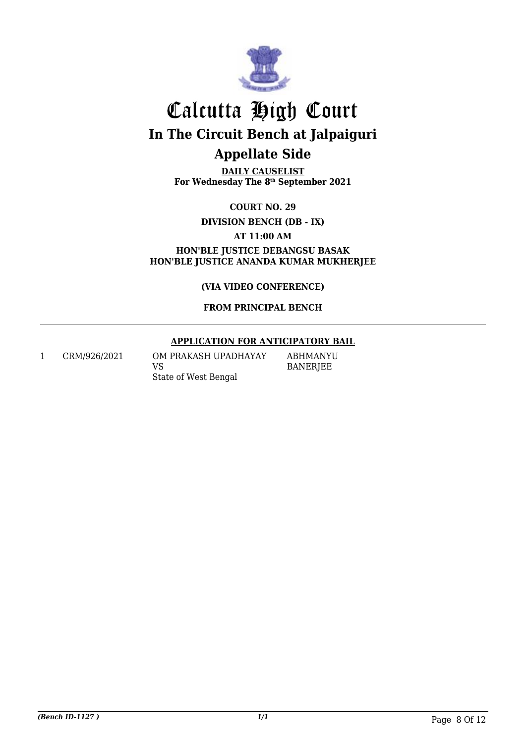# Calcutta High Court

## In The Circuit Bench at Jalpaiguri

## Appellate Side

**DAILY CAUSELIST**
**For Wednesday The 8th September 2021**

**COURT NO. 29**

**DIVISION BENCH (DB - IX)**

**AT 11:00 AM**

**HON'BLE JUSTICE DEBANGSU BASAK**
**HON'BLE JUSTICE ANANDA KUMAR MUKHERJEE**

**(VIA VIDEO CONFERENCE)**

**FROM PRINCIPAL BENCH**

**APPLICATION FOR ANTICIPATORY BAIL**

| | | | |
|---|---|---|---|
| 1 | CRM/926/2021 | OM PRAKASH UPADHAYAY VS State of West Bengal | ABHMANYU BANERJEE |

*(Bench ID-1127 )*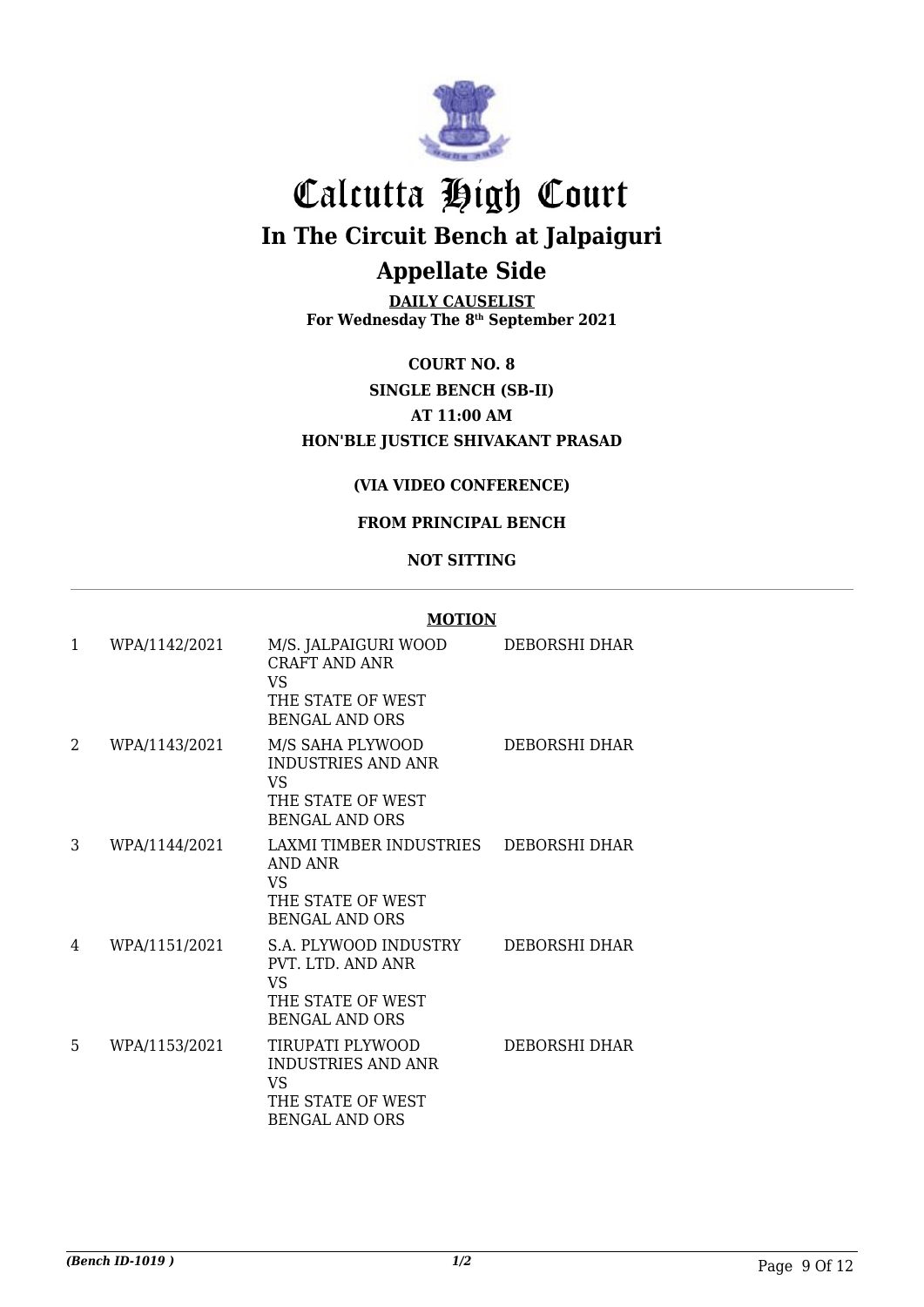# Calcutta High Court

## In The Circuit Bench at Jalpaiguri

## Appellate Side

**DAILY CAUSELIST**
**For Wednesday The 8th September 2021**

**COURT NO. 8**

**SINGLE BENCH (SB-II)**

**AT 11:00 AM**

**HON'BLE JUSTICE SHIVAKANT PRASAD**

**(VIA VIDEO CONFERENCE)**

**FROM PRINCIPAL BENCH**

**NOT SITTING**

**MOTION**

| | | | |
|---|---|---|---|
| 1 | WPA/1142/2021 | M/S. JALPAIGURI WOOD CRAFT AND ANR VS THE STATE OF WEST BENGAL AND ORS | DEBORSHI DHAR |
| 2 | WPA/1143/2021 | M/S SAHA PLYWOOD INDUSTRIES AND ANR VS THE STATE OF WEST BENGAL AND ORS | DEBORSHI DHAR |
| 3 | WPA/1144/2021 | LAXMI TIMBER INDUSTRIES AND ANR VS THE STATE OF WEST BENGAL AND ORS | DEBORSHI DHAR |
| 4 | WPA/1151/2021 | S.A. PLYWOOD INDUSTRY PVT. LTD. AND ANR VS THE STATE OF WEST BENGAL AND ORS | DEBORSHI DHAR |
| 5 | WPA/1153/2021 | TIRUPATI PLYWOOD INDUSTRIES AND ANR VS THE STATE OF WEST BENGAL AND ORS | DEBORSHI DHAR |

*(Bench ID-1019 )* 1/2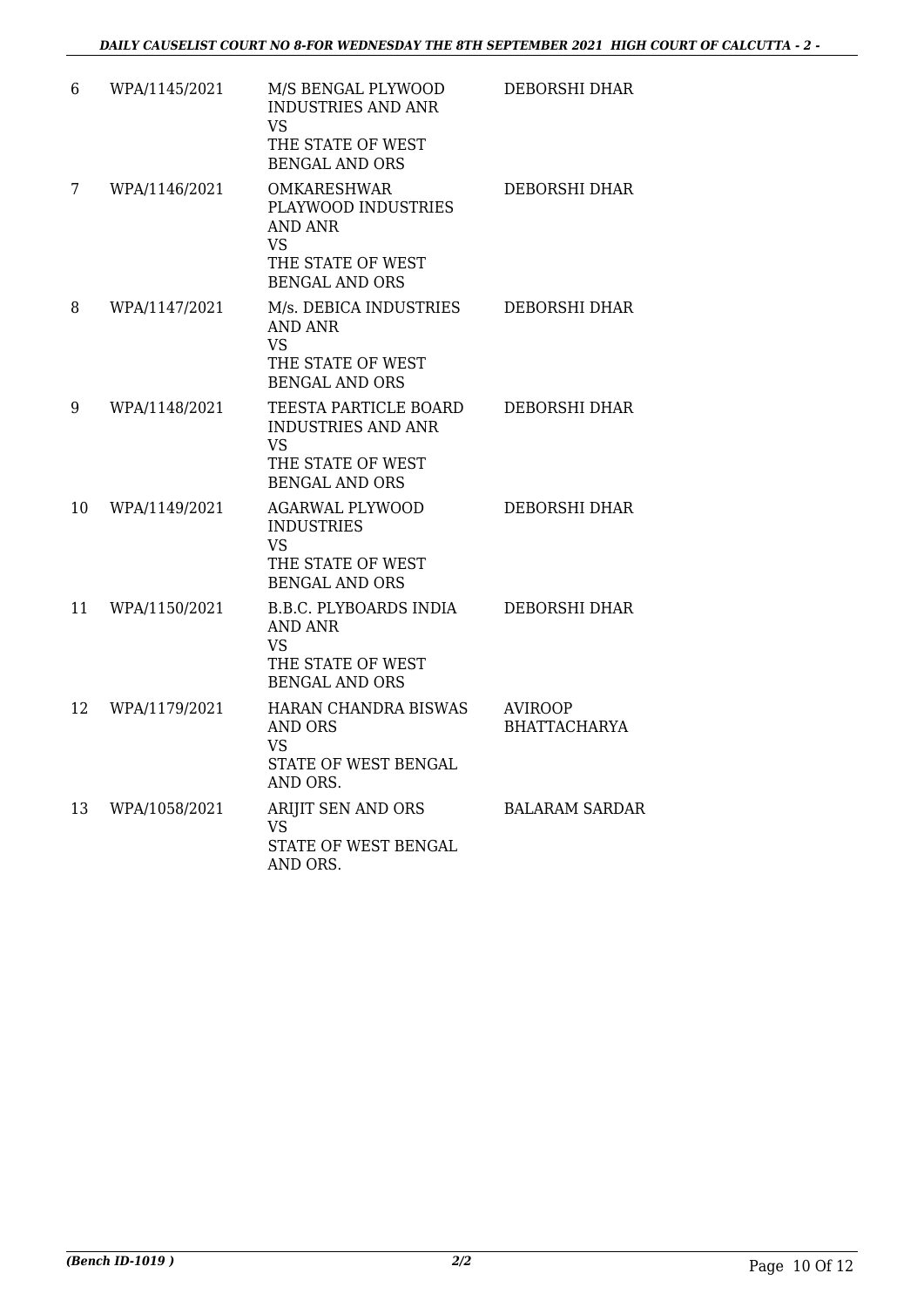| | | | |
|---|---|---|---|
| 6 | WPA/1145/2021 | M/S BENGAL PLYWOOD INDUSTRIES AND ANR<br>VS<br>THE STATE OF WEST BENGAL AND ORS | DEBORSHI DHAR |
| 7 | WPA/1146/2021 | OMKARESHWAR PLAYWOOD INDUSTRIES AND ANR<br>VS<br>THE STATE OF WEST BENGAL AND ORS | DEBORSHI DHAR |
| 8 | WPA/1147/2021 | M/s. DEBICA INDUSTRIES AND ANR<br>VS<br>THE STATE OF WEST BENGAL AND ORS | DEBORSHI DHAR |
| 9 | WPA/1148/2021 | TEESTA PARTICLE BOARD INDUSTRIES AND ANR<br>VS<br>THE STATE OF WEST BENGAL AND ORS | DEBORSHI DHAR |
| 10 | WPA/1149/2021 | AGARWAL PLYWOOD INDUSTRIES<br>VS<br>THE STATE OF WEST BENGAL AND ORS | DEBORSHI DHAR |
| 11 | WPA/1150/2021 | B.B.C. PLYBOARDS INDIA AND ANR<br>VS<br>THE STATE OF WEST BENGAL AND ORS | DEBORSHI DHAR |
| 12 | WPA/1179/2021 | HARAN CHANDRA BISWAS AND ORS<br>VS<br>STATE OF WEST BENGAL AND ORS. | AVIROOP BHATTACHARYA |
| 13 | WPA/1058/2021 | ARIJIT SEN AND ORS<br>VS<br>STATE OF WEST BENGAL AND ORS. | BALARAM SARDAR |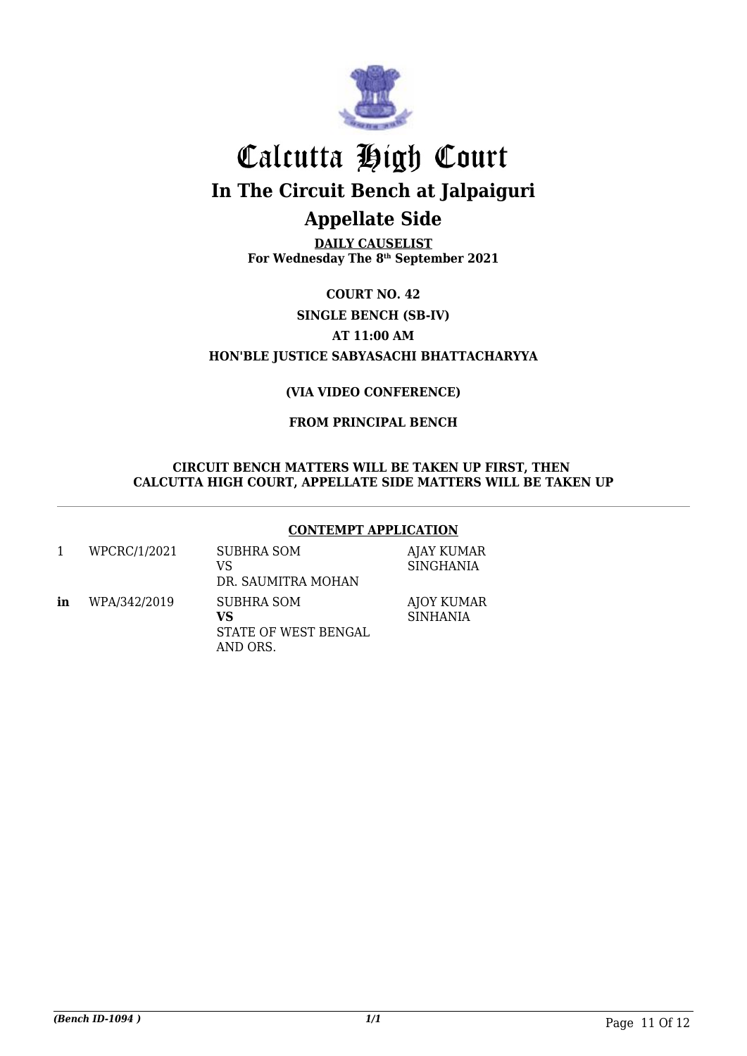# Calcutta High Court

## In The Circuit Bench at Jalpaiguri

## Appellate Side

**DAILY CAUSELIST**
**For Wednesday The 8th September 2021**

**COURT NO. 42**

**SINGLE BENCH (SB-IV)**

**AT 11:00 AM**

**HON'BLE JUSTICE SABYASACHI BHATTACHARYYA**

**(VIA VIDEO CONFERENCE)**

**FROM PRINCIPAL BENCH**

**CIRCUIT BENCH MATTERS WILL BE TAKEN UP FIRST, THEN CALCUTTA HIGH COURT, APPELLATE SIDE MATTERS WILL BE TAKEN UP**

---

**CONTEMPT APPLICATION**

| | | | |
|---|---|---|---|
| 1 | WPCRC/1/2021 | SUBHRA SOM<br>VS<br>DR. SAUMITRA MOHAN | AJAY KUMAR SINGHANIA |
| **in** | WPA/342/2019 | SUBHRA SOM<br>**VS**<br>STATE OF WEST BENGAL AND ORS. | AJOY KUMAR SINHANIA |

*(Bench ID-1094 )*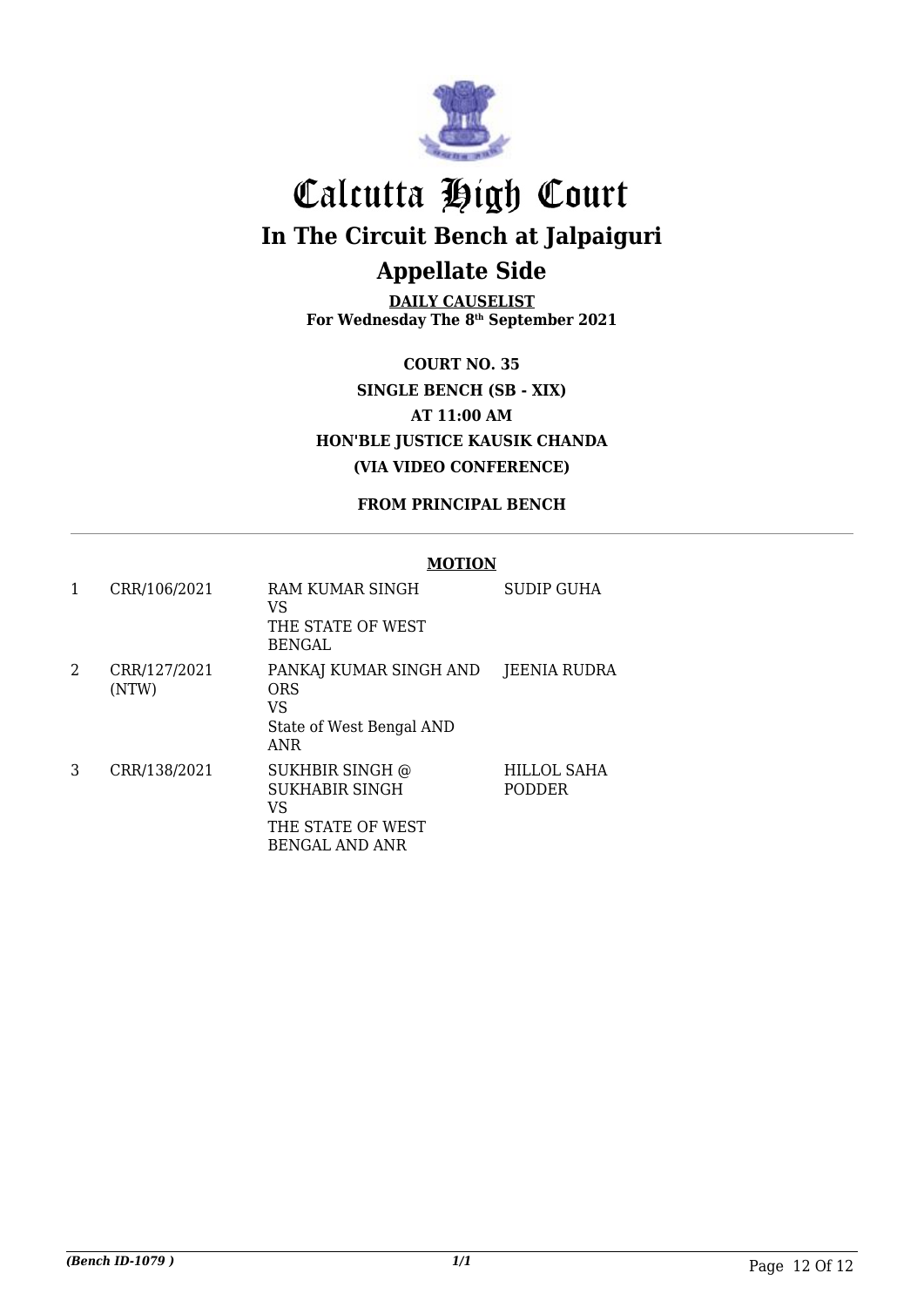# Calcutta High Court

## In The Circuit Bench at Jalpaiguri

## Appellate Side

**DAILY CAUSELIST**
**For Wednesday The 8th September 2021**

**COURT NO. 35**
**SINGLE BENCH (SB - XIX)**
**AT 11:00 AM**
**HON'BLE JUSTICE KAUSIK CHANDA**
**(VIA VIDEO CONFERENCE)**

**FROM PRINCIPAL BENCH**

**MOTION**

| | | | |
|---|---|---|---|
| 1 | CRR/106/2021 | RAM KUMAR SINGH VS THE STATE OF WEST BENGAL | SUDIP GUHA |
| 2 | CRR/127/2021 (NTW) | PANKAJ KUMAR SINGH AND ORS VS State of West Bengal AND ANR | JEENIA RUDRA |
| 3 | CRR/138/2021 | SUKHBIR SINGH @ SUKHABIR SINGH VS THE STATE OF WEST BENGAL AND ANR | HILLOL SAHA PODDER |

*(Bench ID-1079 )*